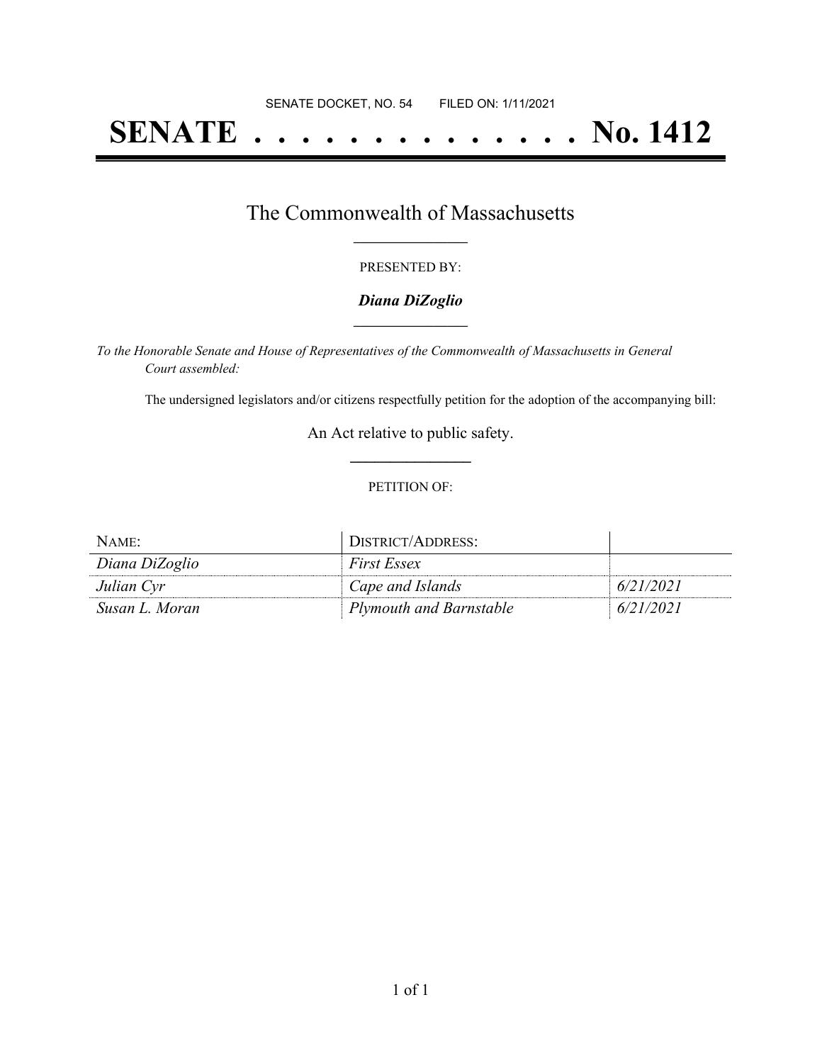SENATE DOCKET, NO. 54 FILED ON: 1/11/2021

# SENATE . . . . . . . . . . . . . . No. 1412

## The Commonwealth of Massachusetts

PRESENTED BY:

***Diana DiZoglio***

*To the Honorable Senate and House of Representatives of the Commonwealth of Massachusetts in General Court assembled:*

The undersigned legislators and/or citizens respectfully petition for the adoption of the accompanying bill:

An Act relative to public safety.

PETITION OF:

| NAME: | DISTRICT/ADDRESS: | |
|---|---|---|
| *Diana DiZoglio* | *First Essex* | |
| *Julian Cyr* | *Cape and Islands* | *6/21/2021* |
| *Susan L. Moran* | *Plymouth and Barnstable* | *6/21/2021* |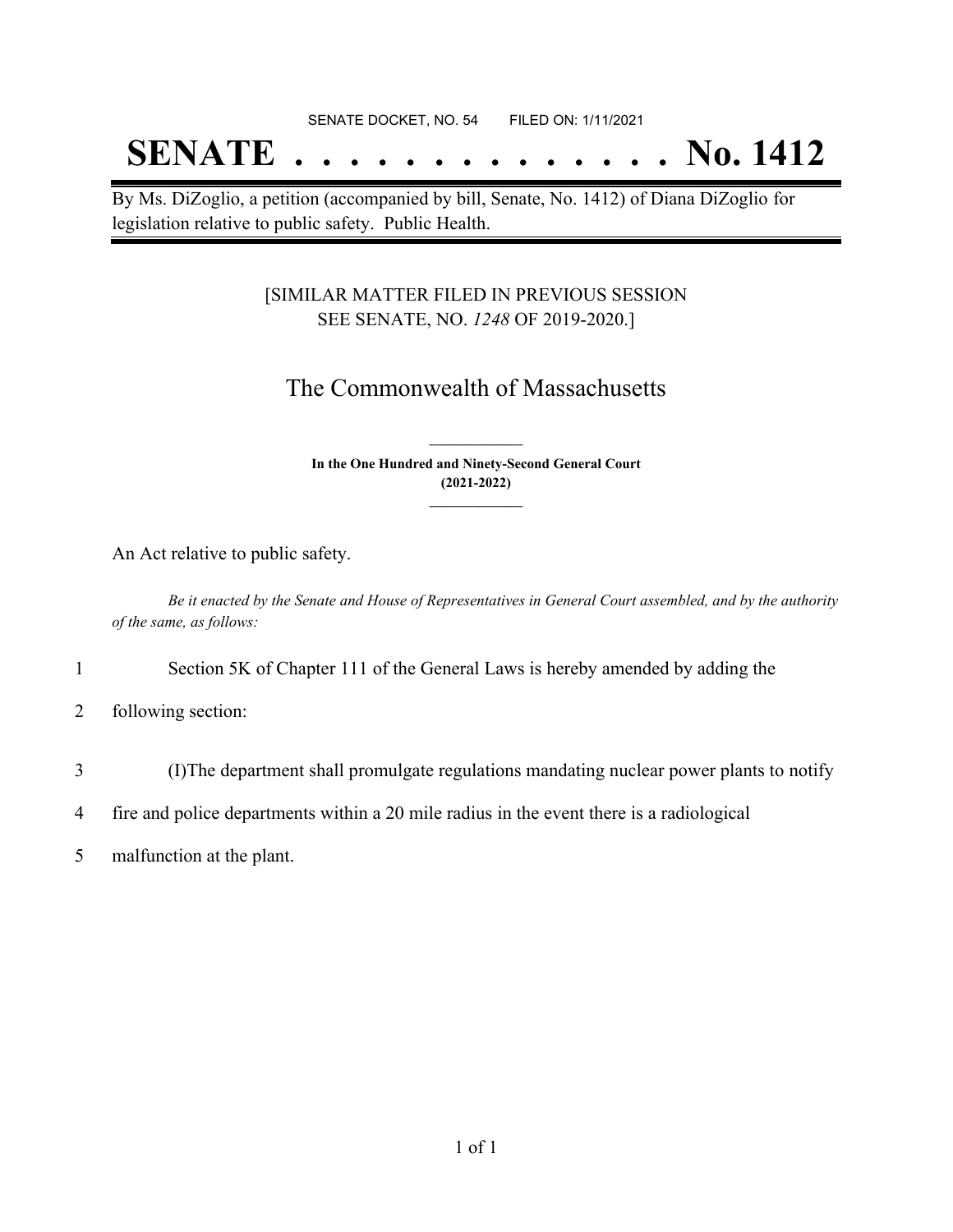SENATE DOCKET, NO. 54 FILED ON: 1/11/2021

# SENATE . . . . . . . . . . . . . . No. 1412

By Ms. DiZoglio, a petition (accompanied by bill, Senate, No. 1412) of Diana DiZoglio for legislation relative to public safety. Public Health.

[SIMILAR MATTER FILED IN PREVIOUS SESSION SEE SENATE, NO. *1248* OF 2019-2020.]

## The Commonwealth of Massachusetts

**In the One Hundred and Ninety-Second General Court (2021-2022)**

An Act relative to public safety.

*Be it enacted by the Senate and House of Representatives in General Court assembled, and by the authority of the same, as follows:*

1 Section 5K of Chapter 111 of the General Laws is hereby amended by adding the
2 following section:

3 (I)The department shall promulgate regulations mandating nuclear power plants to notify
4 fire and police departments within a 20 mile radius in the event there is a radiological
5 malfunction at the plant.